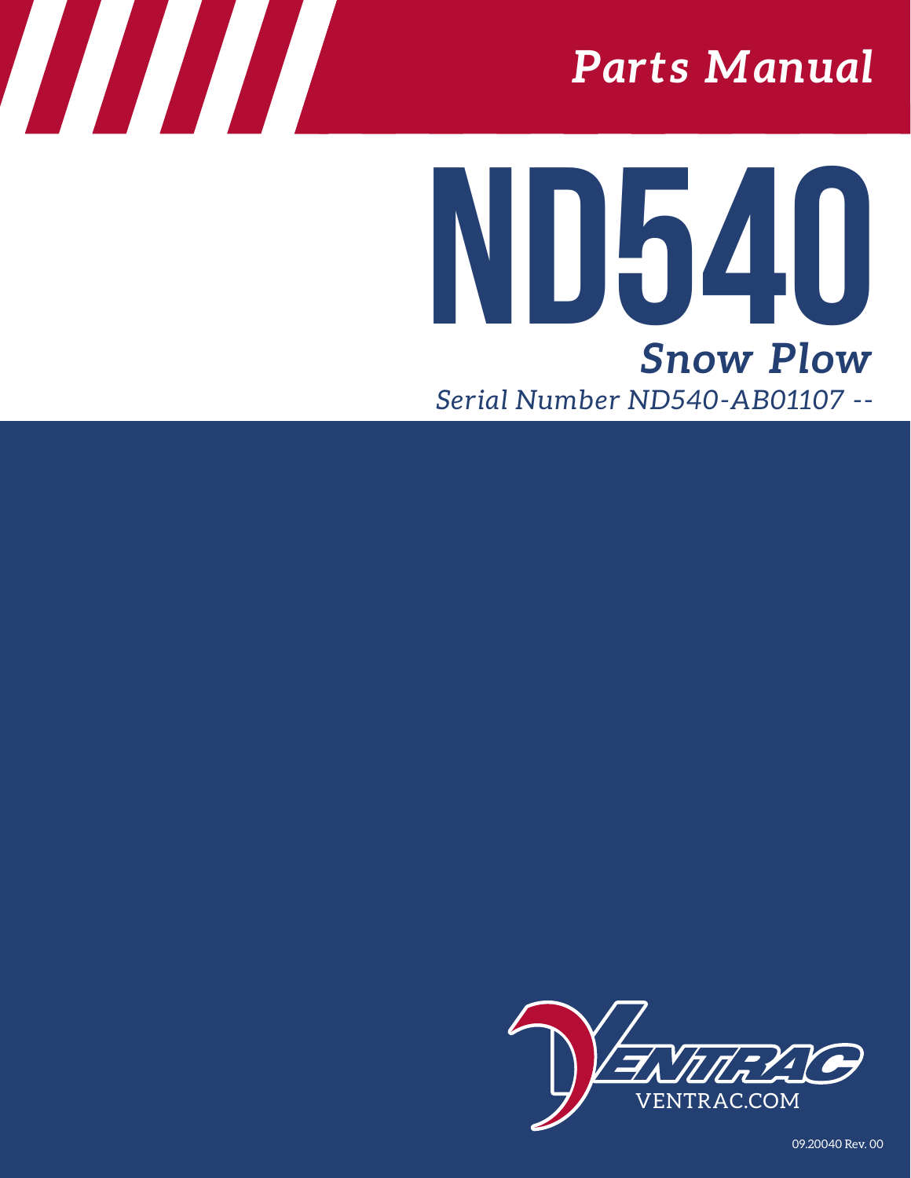*Parts Manual*

# ND540

## *Snow Plow*

*Serial Number ND540-AB01107 --*

VENTRAC.COM

09.20040 Rev. 00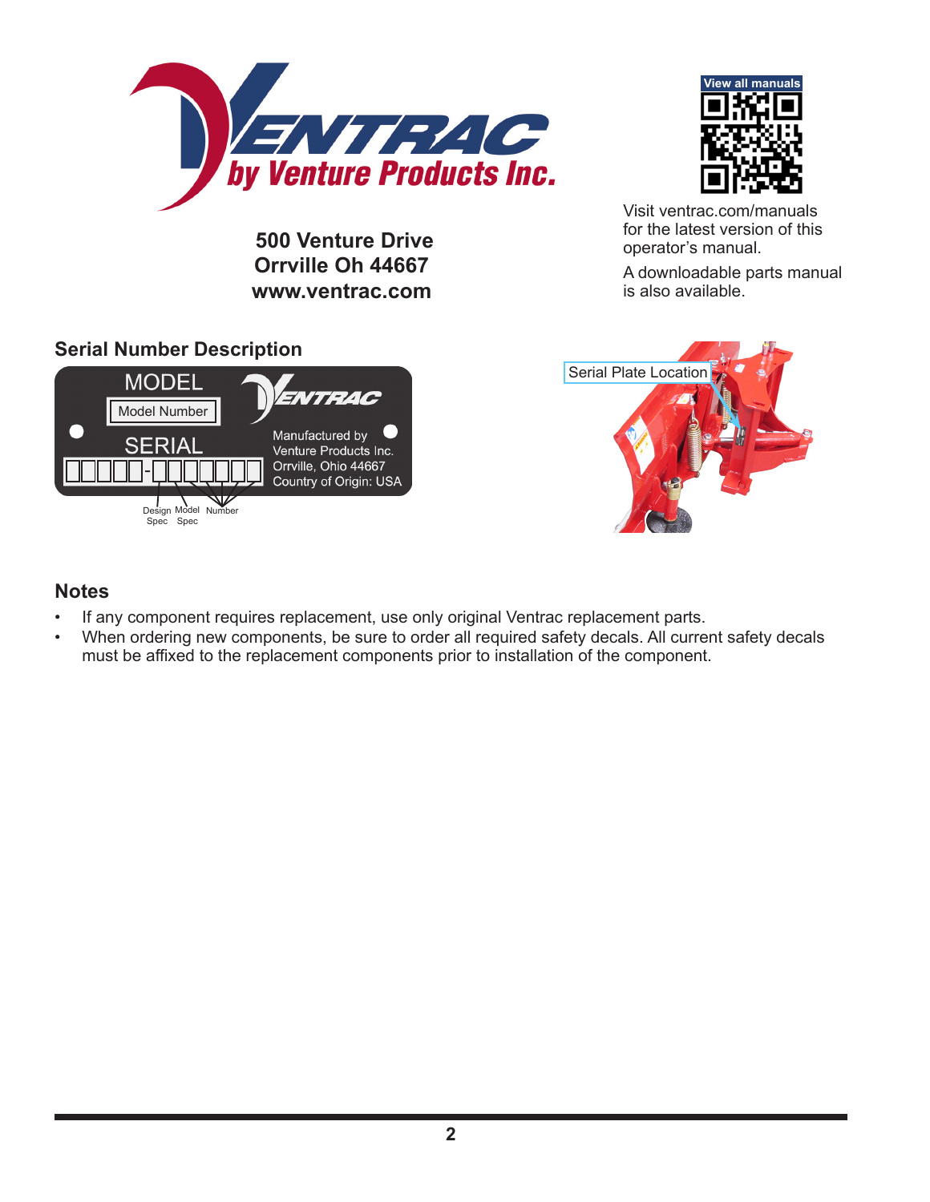500 Venture Drive
Orrville Oh 44667
www.ventrac.com

View all manuals

Visit ventrac.com/manuals for the latest version of this operator's manual.

A downloadable parts manual is also available.

## Serial Number Description

MODEL

Model Number

SERIAL

Manufactured by
Venture Products Inc.
Orrville, Ohio 44667
Country of Origin: USA

Design Spec   Model Spec   Number

Serial Plate Location

## Notes

- If any component requires replacement, use only original Ventrac replacement parts.
- When ordering new components, be sure to order all required safety decals. All current safety decals must be affixed to the replacement components prior to installation of the component.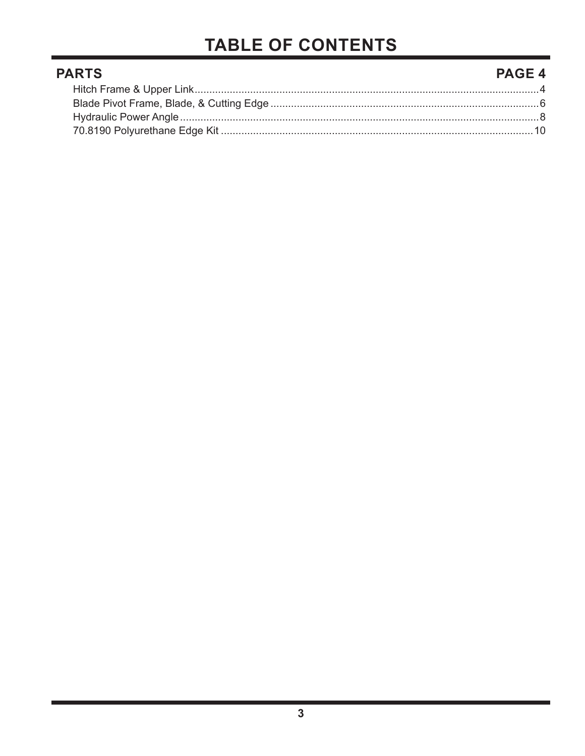# TABLE OF CONTENTS

## PARTS — PAGE 4

| Section | Page |
|---|---|
| Hitch Frame & Upper Link | 4 |
| Blade Pivot Frame, Blade, & Cutting Edge | 6 |
| Hydraulic Power Angle | 8 |
| 70.8190 Polyurethane Edge Kit | 10 |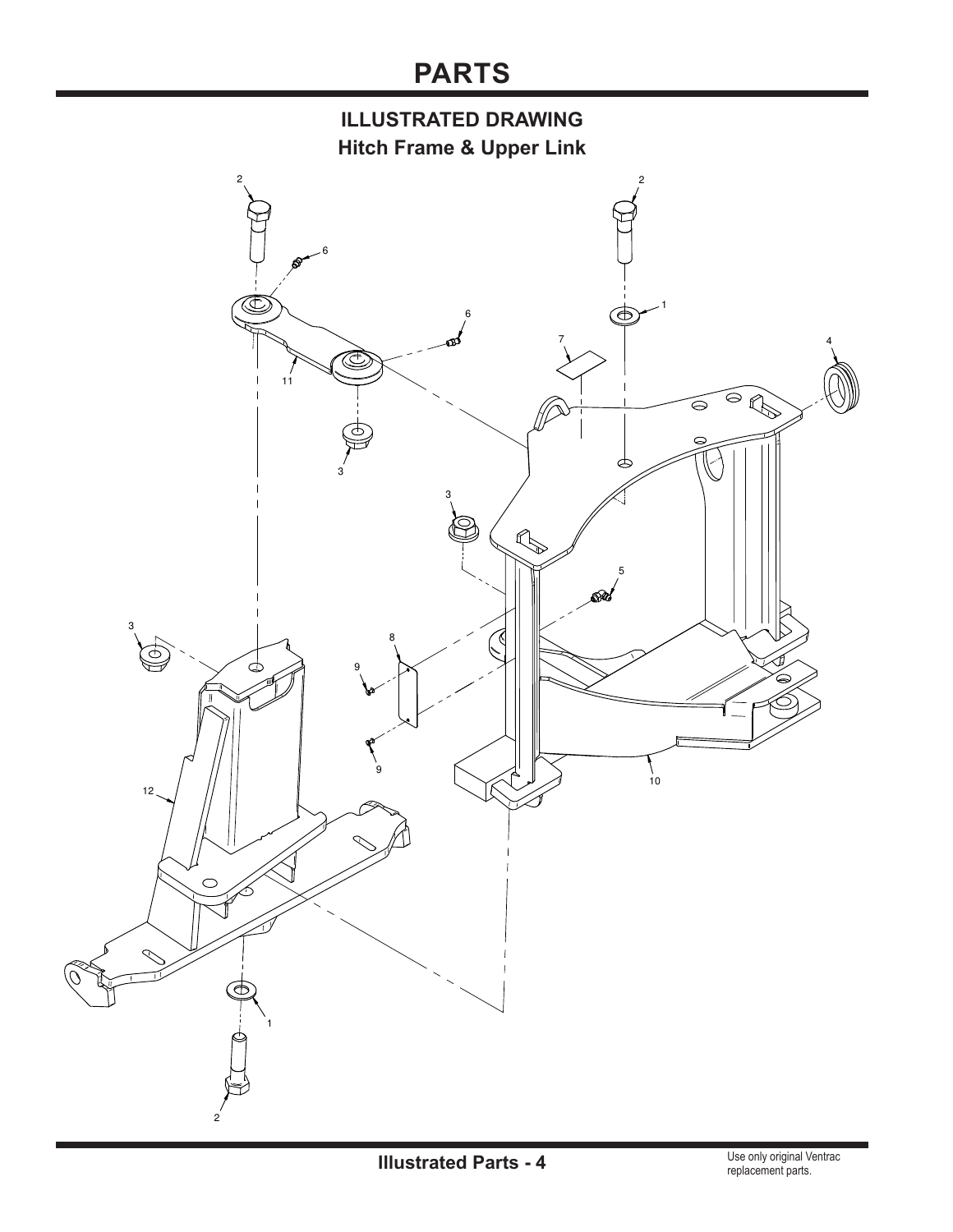# PARTS

## ILLUSTRATED DRAWING

### Hitch Frame & Upper Link

Use only original Ventrac replacement parts.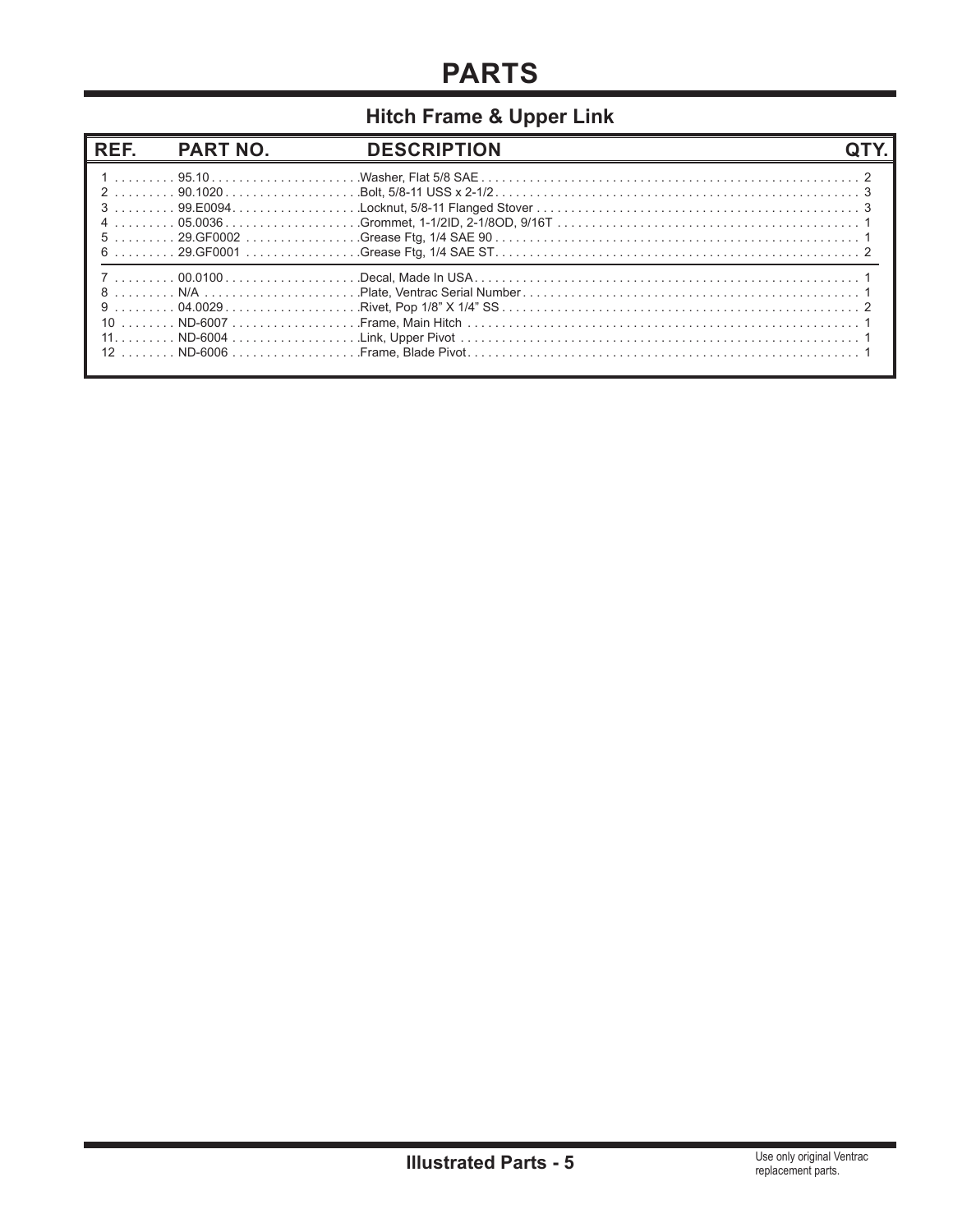# PARTS

## Hitch Frame & Upper Link

| REF. | PART NO. | DESCRIPTION | QTY. |
|---|---|---|---|
| 1 | 95.10 | Washer, Flat 5/8 SAE | 2 |
| 2 | 90.1020 | Bolt, 5/8-11 USS x 2-1/2 | 3 |
| 3 | 99.E0094 | Locknut, 5/8-11 Flanged Stover | 3 |
| 4 | 05.0036 | Grommet, 1-1/2ID, 2-1/8OD, 9/16T | 1 |
| 5 | 29.GF0002 | Grease Ftg, 1/4 SAE 90 | 1 |
| 6 | 29.GF0001 | Grease Ftg, 1/4 SAE ST | 2 |
| 7 | 00.0100 | Decal, Made In USA | 1 |
| 8 | N/A | Plate, Ventrac Serial Number | 1 |
| 9 | 04.0029 | Rivet, Pop 1/8" X 1/4" SS | 2 |
| 10 | ND-6007 | Frame, Main Hitch | 1 |
| 11 | ND-6004 | Link, Upper Pivot | 1 |
| 12 | ND-6006 | Frame, Blade Pivot | 1 |

Use only original Ventrac replacement parts.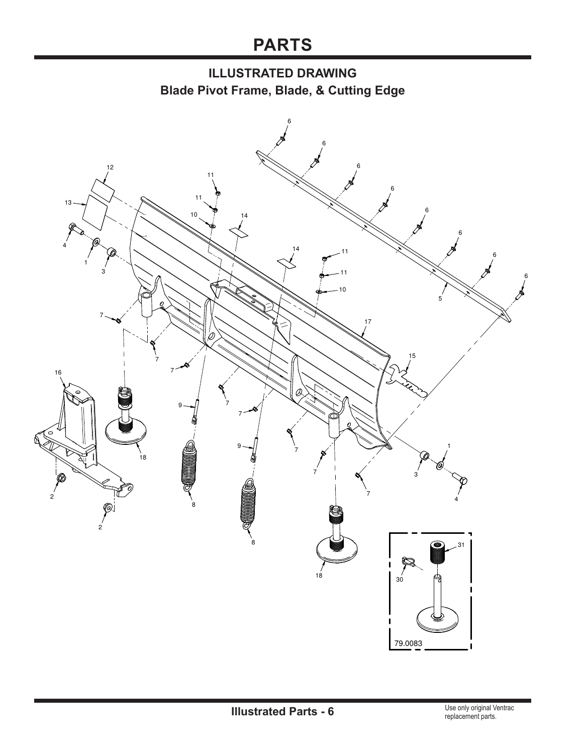# PARTS

## ILLUSTRATED DRAWING

### Blade Pivot Frame, Blade, & Cutting Edge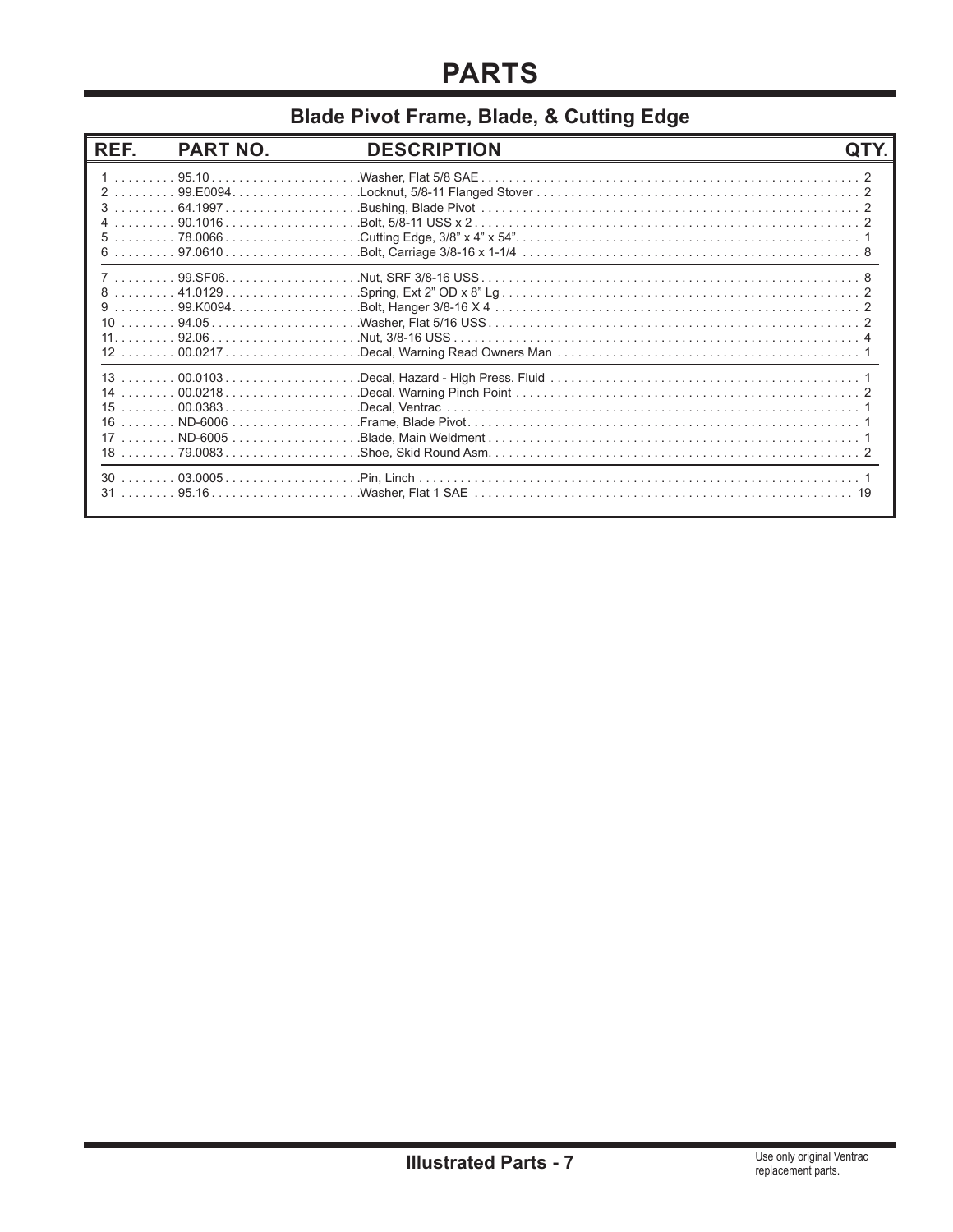# PARTS

## Blade Pivot Frame, Blade, & Cutting Edge

| REF. | PART NO. | DESCRIPTION | QTY. |
|---|---|---|---|
| 1 | 95.10 | Washer, Flat 5/8 SAE | 2 |
| 2 | 99.E0094 | Locknut, 5/8-11 Flanged Stover | 2 |
| 3 | 64.1997 | Bushing, Blade Pivot | 2 |
| 4 | 90.1016 | Bolt, 5/8-11 USS x 2 | 2 |
| 5 | 78.0066 | Cutting Edge, 3/8" x 4" x 54" | 1 |
| 6 | 97.0610 | Bolt, Carriage 3/8-16 x 1-1/4 | 8 |
| 7 | 99.SF06 | Nut, SRF 3/8-16 USS | 8 |
| 8 | 41.0129 | Spring, Ext 2" OD x 8" Lg | 2 |
| 9 | 99.K0094 | Bolt, Hanger 3/8-16 X 4 | 2 |
| 10 | 94.05 | Washer, Flat 5/16 USS | 2 |
| 11 | 92.06 | Nut, 3/8-16 USS | 4 |
| 12 | 00.0217 | Decal, Warning Read Owners Man | 1 |
| 13 | 00.0103 | Decal, Hazard - High Press. Fluid | 1 |
| 14 | 00.0218 | Decal, Warning Pinch Point | 2 |
| 15 | 00.0383 | Decal, Ventrac | 1 |
| 16 | ND-6006 | Frame, Blade Pivot | 1 |
| 17 | ND-6005 | Blade, Main Weldment | 1 |
| 18 | 79.0083 | Shoe, Skid Round Asm. | 2 |
| 30 | 03.0005 | Pin, Linch | 1 |
| 31 | 95.16 | Washer, Flat 1 SAE | 19 |

Use only original Ventrac replacement parts.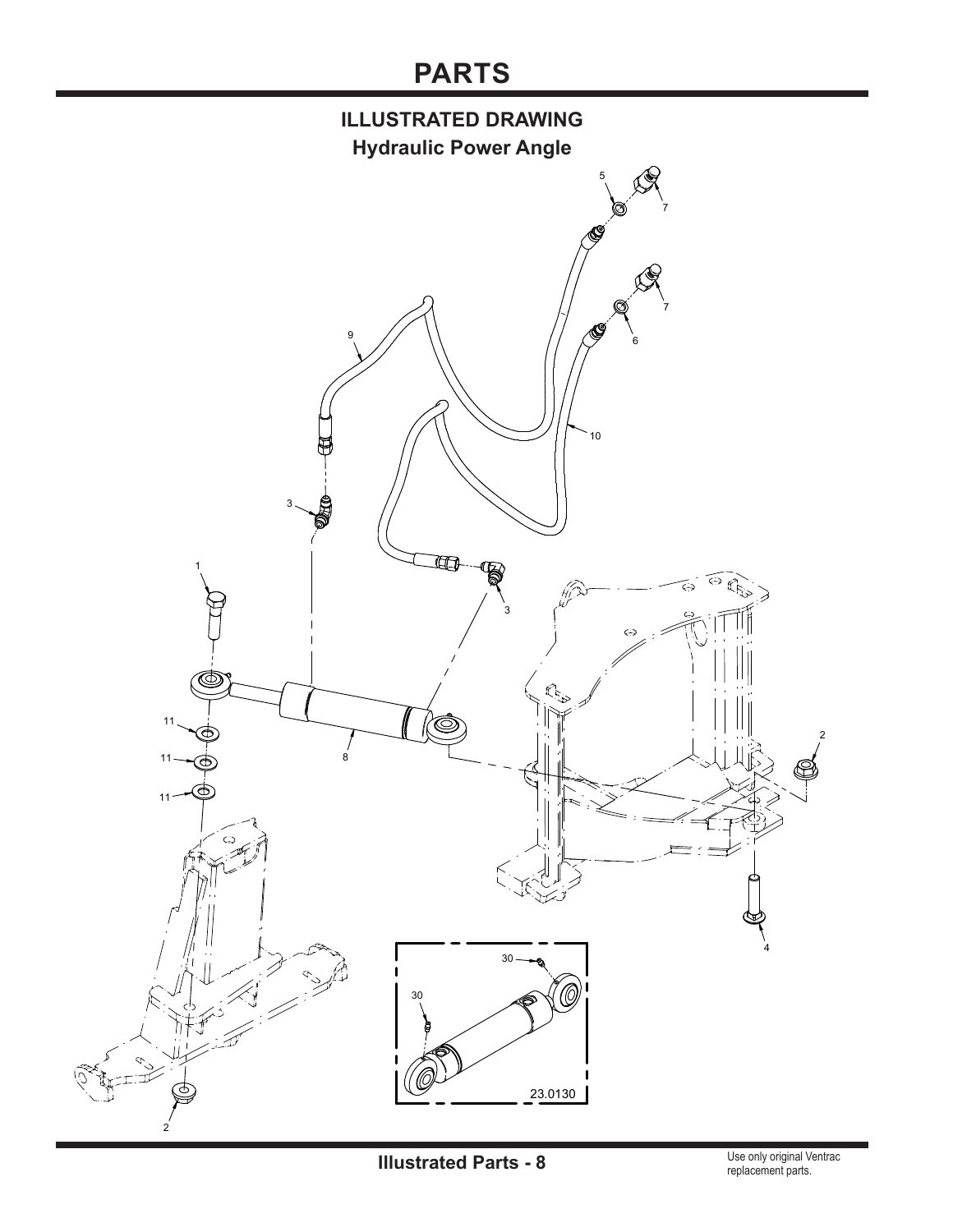# PARTS

## ILLUSTRATED DRAWING

### Hydraulic Power Angle

5

7

7

6

9

10

3

3

1

11

11

11

8

2

4

30

30

23.0130

2

Use only original Ventrac replacement parts.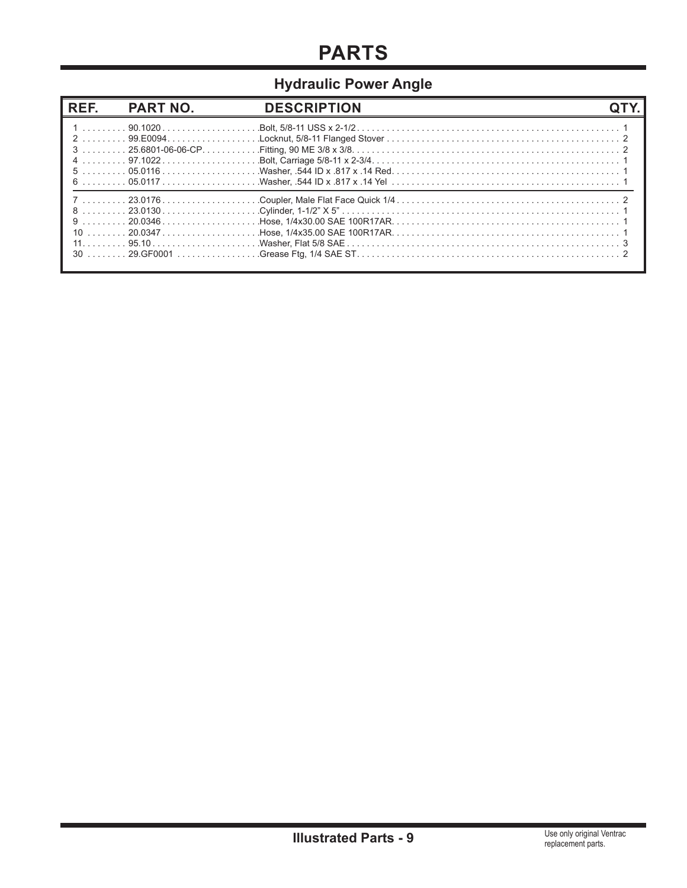# PARTS

## Hydraulic Power Angle

| REF. | PART NO. | DESCRIPTION | QTY. |
|---|---|---|---|
| 1 | 90.1020 | Bolt, 5/8-11 USS x 2-1/2 | 1 |
| 2 | 99.E0094 | Locknut, 5/8-11 Flanged Stover | 2 |
| 3 | 25.6801-06-06-CP | Fitting, 90 ME 3/8 x 3/8 | 2 |
| 4 | 97.1022 | Bolt, Carriage 5/8-11 x 2-3/4 | 1 |
| 5 | 05.0116 | Washer, .544 ID x .817 x .14 Red | 1 |
| 6 | 05.0117 | Washer, .544 ID x .817 x .14 Yel | 1 |
| 7 | 23.0176 | Coupler, Male Flat Face Quick 1/4 | 2 |
| 8 | 23.0130 | Cylinder, 1-1/2" X 5" | 1 |
| 9 | 20.0346 | Hose, 1/4x30.00 SAE 100R17AR. | 1 |
| 10 | 20.0347 | Hose, 1/4x35.00 SAE 100R17AR. | 1 |
| 11 | 95.10 | Washer, Flat 5/8 SAE | 3 |
| 30 | 29.GF0001 | Grease Ftg, 1/4 SAE ST | 2 |

Use only original Ventrac replacement parts.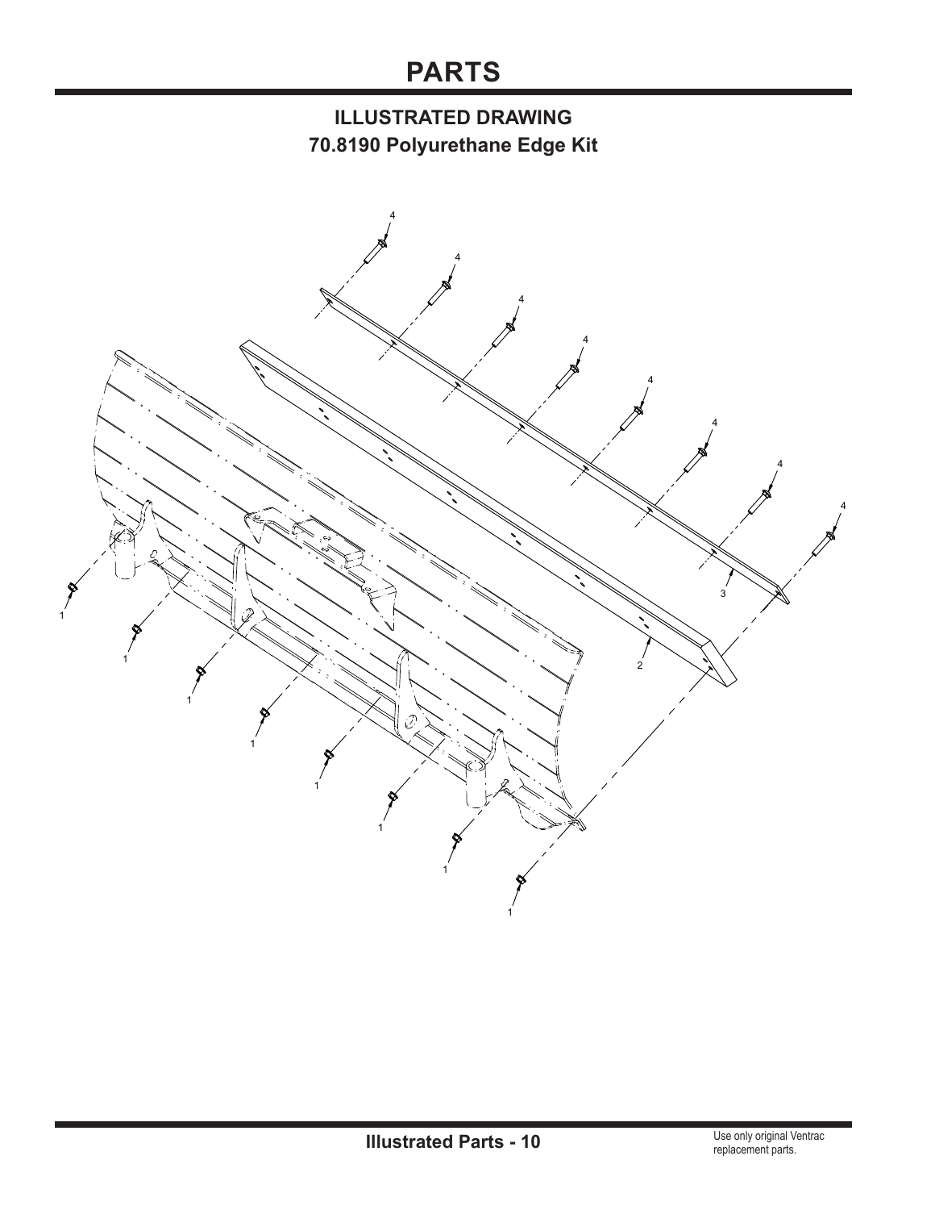# PARTS

## ILLUSTRATED DRAWING

## 70.8190 Polyurethane Edge Kit

Use only original Ventrac replacement parts.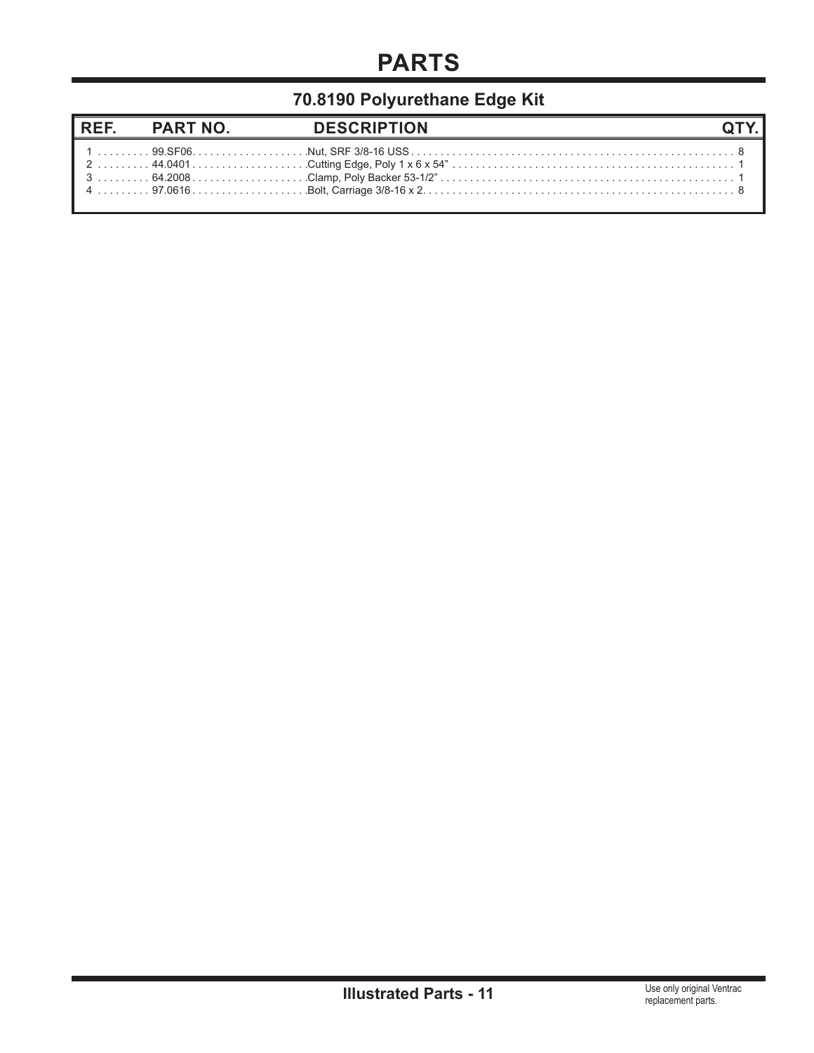# PARTS

## 70.8190 Polyurethane Edge Kit

| REF. | PART NO. | DESCRIPTION | QTY. |
|---|---|---|---|
| 1 | 99.SF06 | Nut, SRF 3/8-16 USS | 8 |
| 2 | 44.0401 | Cutting Edge, Poly 1 x 6 x 54" | 1 |
| 3 | 64.2008 | Clamp, Poly Backer 53-1/2" | 1 |
| 4 | 97.0616 | Bolt, Carriage 3/8-16 x 2 | 8 |

Use only original Ventrac replacement parts.